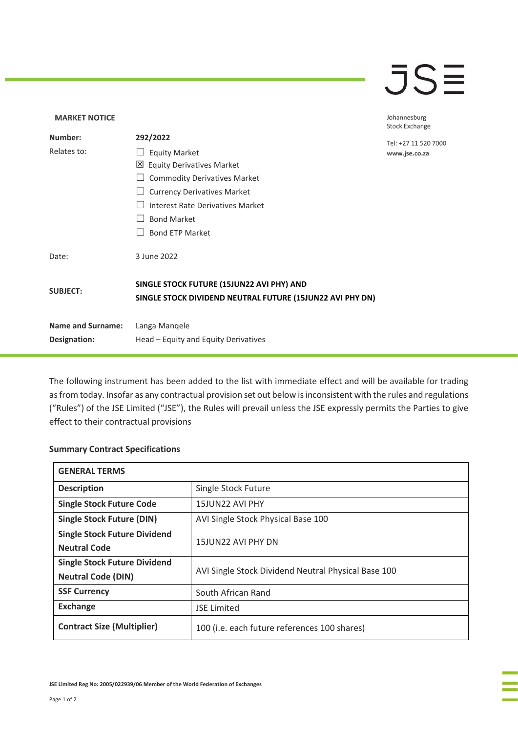JSE

Johannesburg Stock Exchange

Tel: +27 11 520 7000
www.jse.co.za

**MARKET NOTICE**

| | |
|---|---|
| **Number:** | **292/2022** |
| Relates to: | ☐ Equity Market<br>☒ Equity Derivatives Market<br>☐ Commodity Derivatives Market<br>☐ Currency Derivatives Market<br>☐ Interest Rate Derivatives Market<br>☐ Bond Market<br>☐ Bond ETP Market |
| Date: | 3 June 2022 |
| **SUBJECT:** | **SINGLE STOCK FUTURE (15JUN22 AVI PHY) AND SINGLE STOCK DIVIDEND NEUTRAL FUTURE (15JUN22 AVI PHY DN)** |
| **Name and Surname:** | Langa Manqele |
| **Designation:** | Head – Equity and Equity Derivatives |

The following instrument has been added to the list with immediate effect and will be available for trading as from today. Insofar as any contractual provision set out below is inconsistent with the rules and regulations ("Rules") of the JSE Limited ("JSE"), the Rules will prevail unless the JSE expressly permits the Parties to give effect to their contractual provisions

**Summary Contract Specifications**

| **GENERAL TERMS** | |
|---|---|
| **Description** | Single Stock Future |
| **Single Stock Future Code** | 15JUN22 AVI PHY |
| **Single Stock Future (DIN)** | AVI Single Stock Physical Base 100 |
| **Single Stock Future Dividend Neutral Code** | 15JUN22 AVI PHY DN |
| **Single Stock Future Dividend Neutral Code (DIN)** | AVI Single Stock Dividend Neutral Physical Base 100 |
| **SSF Currency** | South African Rand |
| **Exchange** | JSE Limited |
| **Contract Size (Multiplier)** | 100 (i.e. each future references 100 shares) |

**JSE Limited Reg No: 2005/022939/06 Member of the World Federation of Exchanges**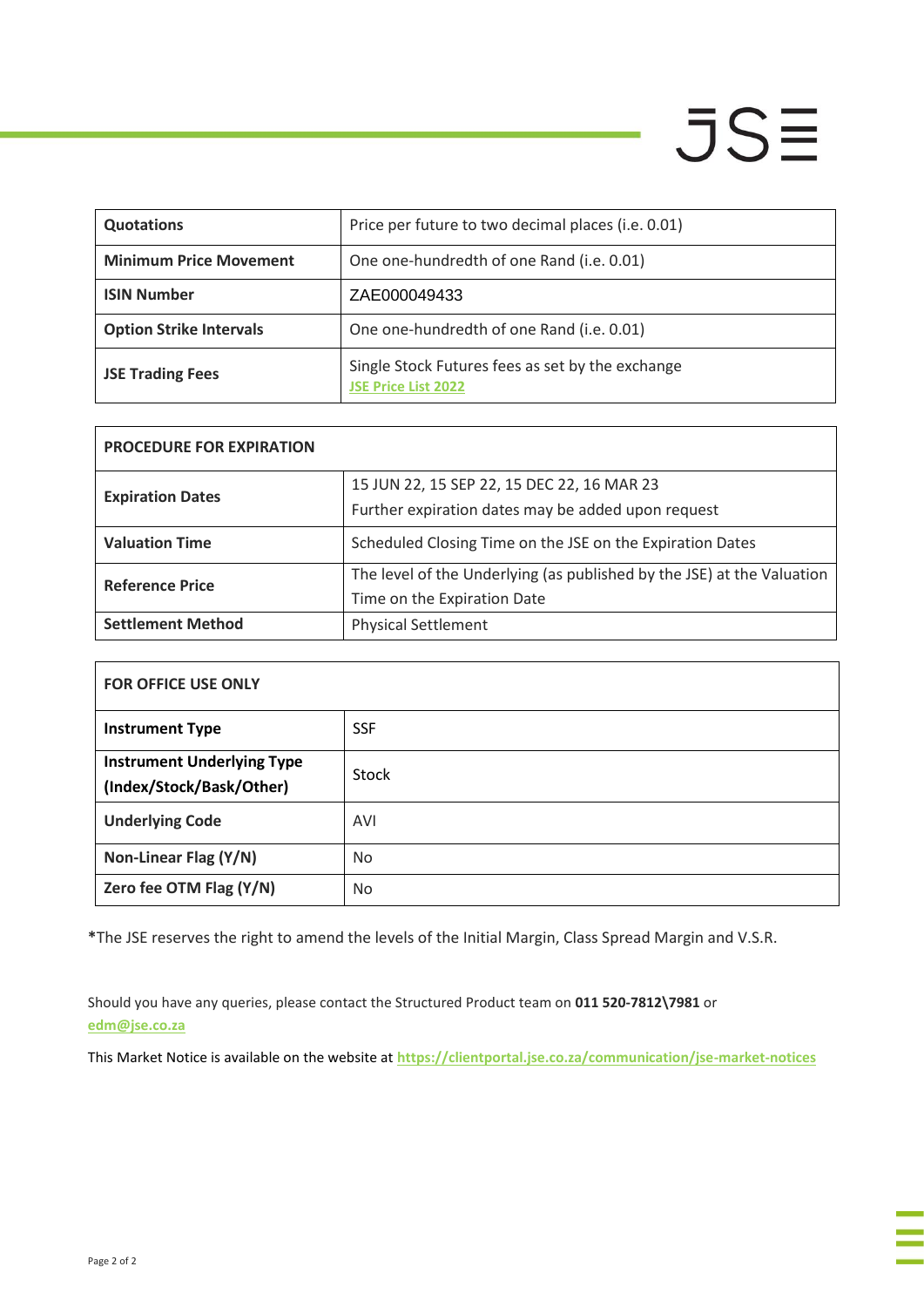| | |
|---|---|
| **Quotations** | Price per future to two decimal places (i.e. 0.01) |
| **Minimum Price Movement** | One one-hundredth of one Rand (i.e. 0.01) |
| **ISIN Number** | ZAE000049433 |
| **Option Strike Intervals** | One one-hundredth of one Rand (i.e. 0.01) |
| **JSE Trading Fees** | Single Stock Futures fees as set by the exchange<br>JSE Price List 2022 |

| **PROCEDURE FOR EXPIRATION** | |
|---|---|
| **Expiration Dates** | 15 JUN 22, 15 SEP 22, 15 DEC 22, 16 MAR 23<br>Further expiration dates may be added upon request |
| **Valuation Time** | Scheduled Closing Time on the JSE on the Expiration Dates |
| **Reference Price** | The level of the Underlying (as published by the JSE) at the Valuation Time on the Expiration Date |
| **Settlement Method** | Physical Settlement |

| **FOR OFFICE USE ONLY** | |
|---|---|
| **Instrument Type** | SSF |
| **Instrument Underlying Type (Index/Stock/Bask/Other)** | Stock |
| **Underlying Code** | AVI |
| **Non-Linear Flag (Y/N)** | No |
| **Zero fee OTM Flag (Y/N)** | No |

**\***The JSE reserves the right to amend the levels of the Initial Margin, Class Spread Margin and V.S.R.

Should you have any queries, please contact the Structured Product team on **011 520-7812\7981** or **edm@jse.co.za**

This Market Notice is available on the website at **https://clientportal.jse.co.za/communication/jse-market-notices**